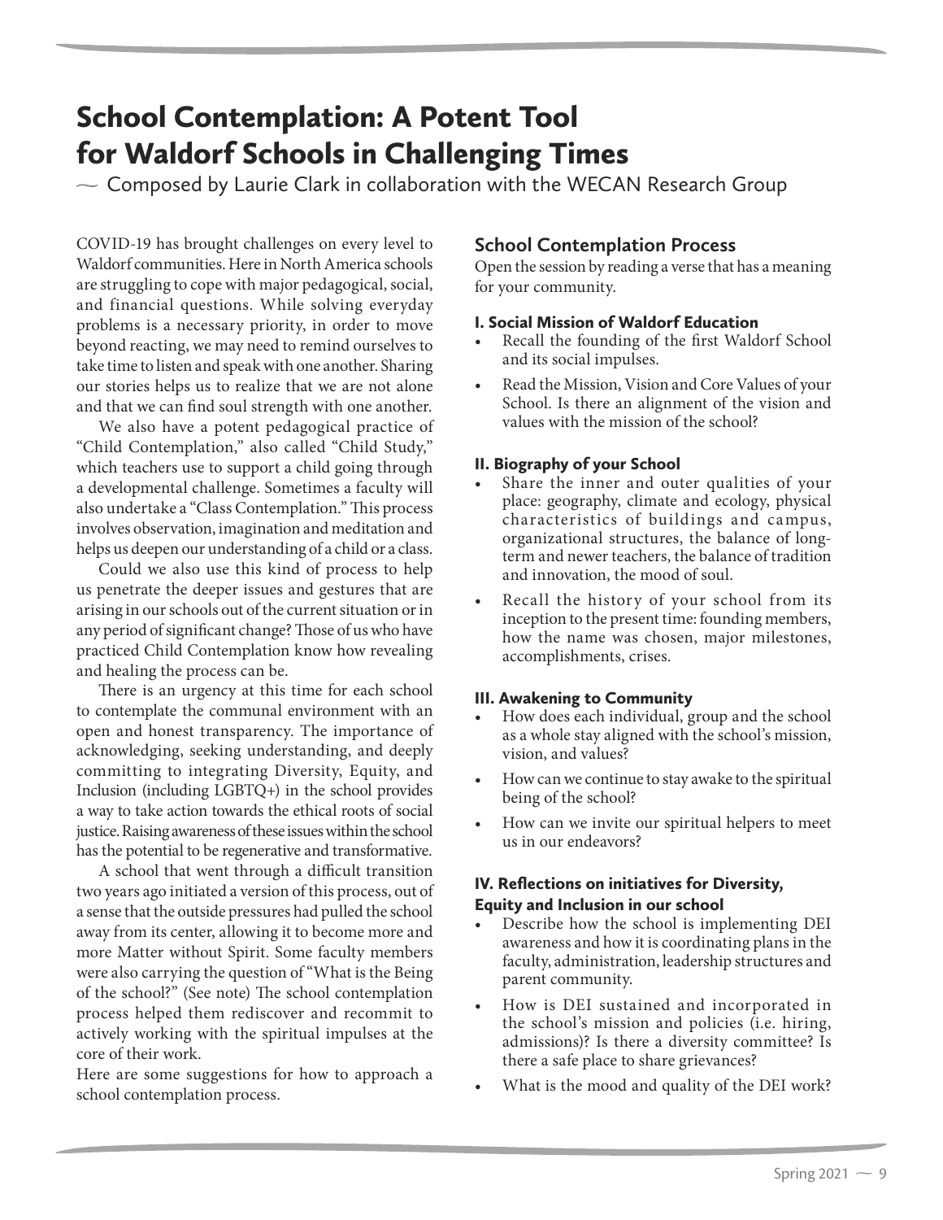# School Contemplation: A Potent Tool for Waldorf Schools in Challenging Times

~ Composed by Laurie Clark in collaboration with the WECAN Research Group

COVID-19 has brought challenges on every level to Waldorf communities. Here in North America schools are struggling to cope with major pedagogical, social, and financial questions. While solving everyday problems is a necessary priority, in order to move beyond reacting, we may need to remind ourselves to take time to listen and speak with one another. Sharing our stories helps us to realize that we are not alone and that we can find soul strength with one another.

We also have a potent pedagogical practice of "Child Contemplation," also called "Child Study," which teachers use to support a child going through a developmental challenge. Sometimes a faculty will also undertake a "Class Contemplation." This process involves observation, imagination and meditation and helps us deepen our understanding of a child or a class.

Could we also use this kind of process to help us penetrate the deeper issues and gestures that are arising in our schools out of the current situation or in any period of significant change? Those of us who have practiced Child Contemplation know how revealing and healing the process can be.

There is an urgency at this time for each school to contemplate the communal environment with an open and honest transparency. The importance of acknowledging, seeking understanding, and deeply committing to integrating Diversity, Equity, and Inclusion (including LGBTQ+) in the school provides a way to take action towards the ethical roots of social justice. Raising awareness of these issues within the school has the potential to be regenerative and transformative.

A school that went through a difficult transition two years ago initiated a version of this process, out of a sense that the outside pressures had pulled the school away from its center, allowing it to become more and more Matter without Spirit. Some faculty members were also carrying the question of "What is the Being of the school?" (See note) The school contemplation process helped them rediscover and recommit to actively working with the spiritual impulses at the core of their work.

Here are some suggestions for how to approach a school contemplation process.

## School Contemplation Process

Open the session by reading a verse that has a meaning for your community.

### I. Social Mission of Waldorf Education

- Recall the founding of the first Waldorf School and its social impulses.
- Read the Mission, Vision and Core Values of your School. Is there an alignment of the vision and values with the mission of the school?

### II. Biography of your School

- Share the inner and outer qualities of your place: geography, climate and ecology, physical characteristics of buildings and campus, organizational structures, the balance of long-term and newer teachers, the balance of tradition and innovation, the mood of soul.
- Recall the history of your school from its inception to the present time: founding members, how the name was chosen, major milestones, accomplishments, crises.

### III. Awakening to Community

- How does each individual, group and the school as a whole stay aligned with the school's mission, vision, and values?
- How can we continue to stay awake to the spiritual being of the school?
- How can we invite our spiritual helpers to meet us in our endeavors?

### IV. Reflections on initiatives for Diversity, Equity and Inclusion in our school

- Describe how the school is implementing DEI awareness and how it is coordinating plans in the faculty, administration, leadership structures and parent community.
- How is DEI sustained and incorporated in the school's mission and policies (i.e. hiring, admissions)? Is there a diversity committee? Is there a safe place to share grievances?
- What is the mood and quality of the DEI work?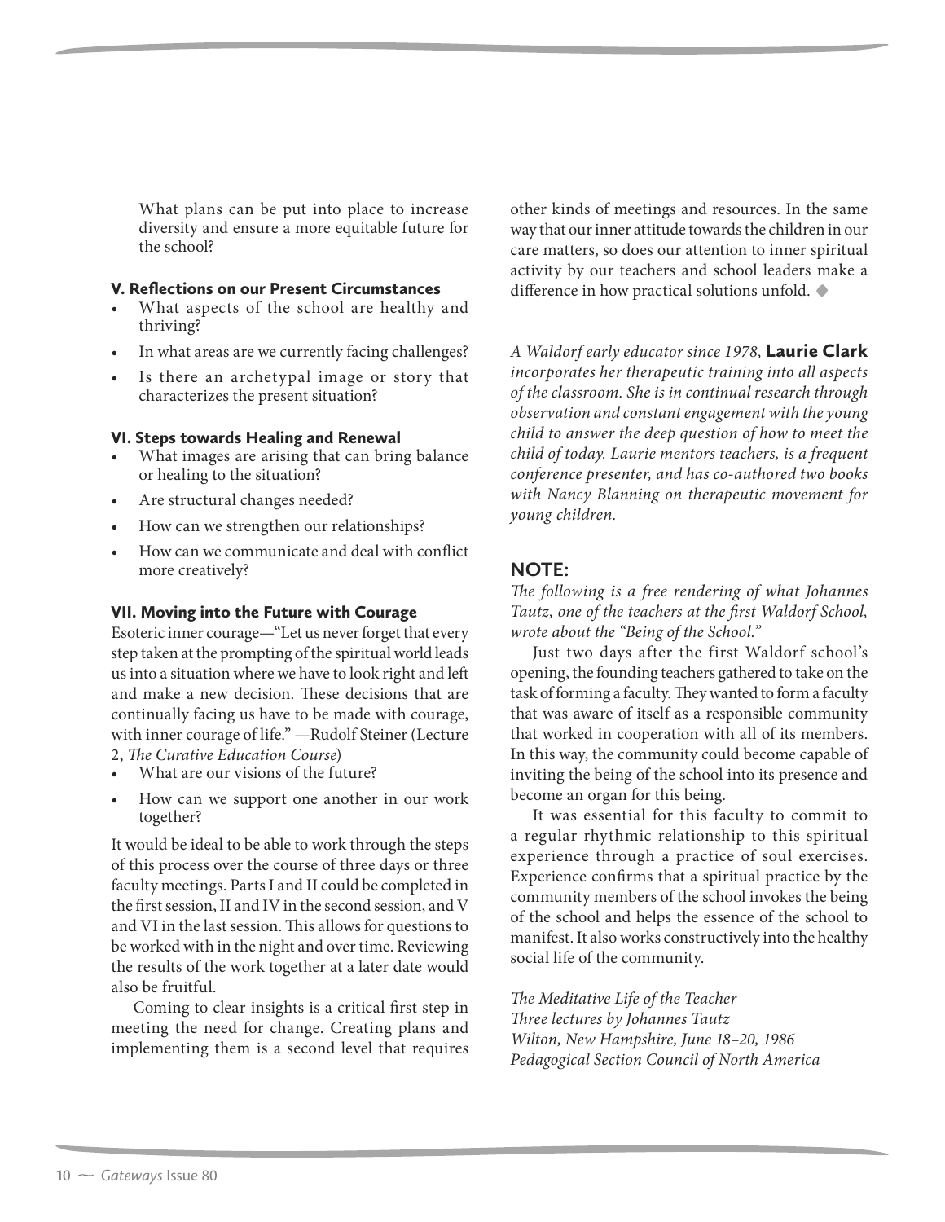What plans can be put into place to increase diversity and ensure a more equitable future for the school?

### V. Reflections on our Present Circumstances

- What aspects of the school are healthy and thriving?
- In what areas are we currently facing challenges?
- Is there an archetypal image or story that characterizes the present situation?

### VI. Steps towards Healing and Renewal

- What images are arising that can bring balance or healing to the situation?
- Are structural changes needed?
- How can we strengthen our relationships?
- How can we communicate and deal with conflict more creatively?

### VII. Moving into the Future with Courage

Esoteric inner courage—"Let us never forget that every step taken at the prompting of the spiritual world leads us into a situation where we have to look right and left and make a new decision. These decisions that are continually facing us have to be made with courage, with inner courage of life." —Rudolf Steiner (Lecture 2, *The Curative Education Course*)

- What are our visions of the future?
- How can we support one another in our work together?

It would be ideal to be able to work through the steps of this process over the course of three days or three faculty meetings. Parts I and II could be completed in the first session, II and IV in the second session, and V and VI in the last session. This allows for questions to be worked with in the night and over time. Reviewing the results of the work together at a later date would also be fruitful.

Coming to clear insights is a critical first step in meeting the need for change. Creating plans and implementing them is a second level that requires other kinds of meetings and resources. In the same way that our inner attitude towards the children in our care matters, so does our attention to inner spiritual activity by our teachers and school leaders make a difference in how practical solutions unfold. ◆

*A Waldorf early educator since 1978,* **Laurie Clark** *incorporates her therapeutic training into all aspects of the classroom. She is in continual research through observation and constant engagement with the young child to answer the deep question of how to meet the child of today. Laurie mentors teachers, is a frequent conference presenter, and has co-authored two books with Nancy Blanning on therapeutic movement for young children.*

## NOTE:

*The following is a free rendering of what Johannes Tautz, one of the teachers at the first Waldorf School, wrote about the "Being of the School."*

Just two days after the first Waldorf school's opening, the founding teachers gathered to take on the task of forming a faculty. They wanted to form a faculty that was aware of itself as a responsible community that worked in cooperation with all of its members. In this way, the community could become capable of inviting the being of the school into its presence and become an organ for this being.

It was essential for this faculty to commit to a regular rhythmic relationship to this spiritual experience through a practice of soul exercises. Experience confirms that a spiritual practice by the community members of the school invokes the being of the school and helps the essence of the school to manifest. It also works constructively into the healthy social life of the community.

*The Meditative Life of the Teacher*
*Three lectures by Johannes Tautz*
*Wilton, New Hampshire, June 18–20, 1986*
*Pedagogical Section Council of North America*